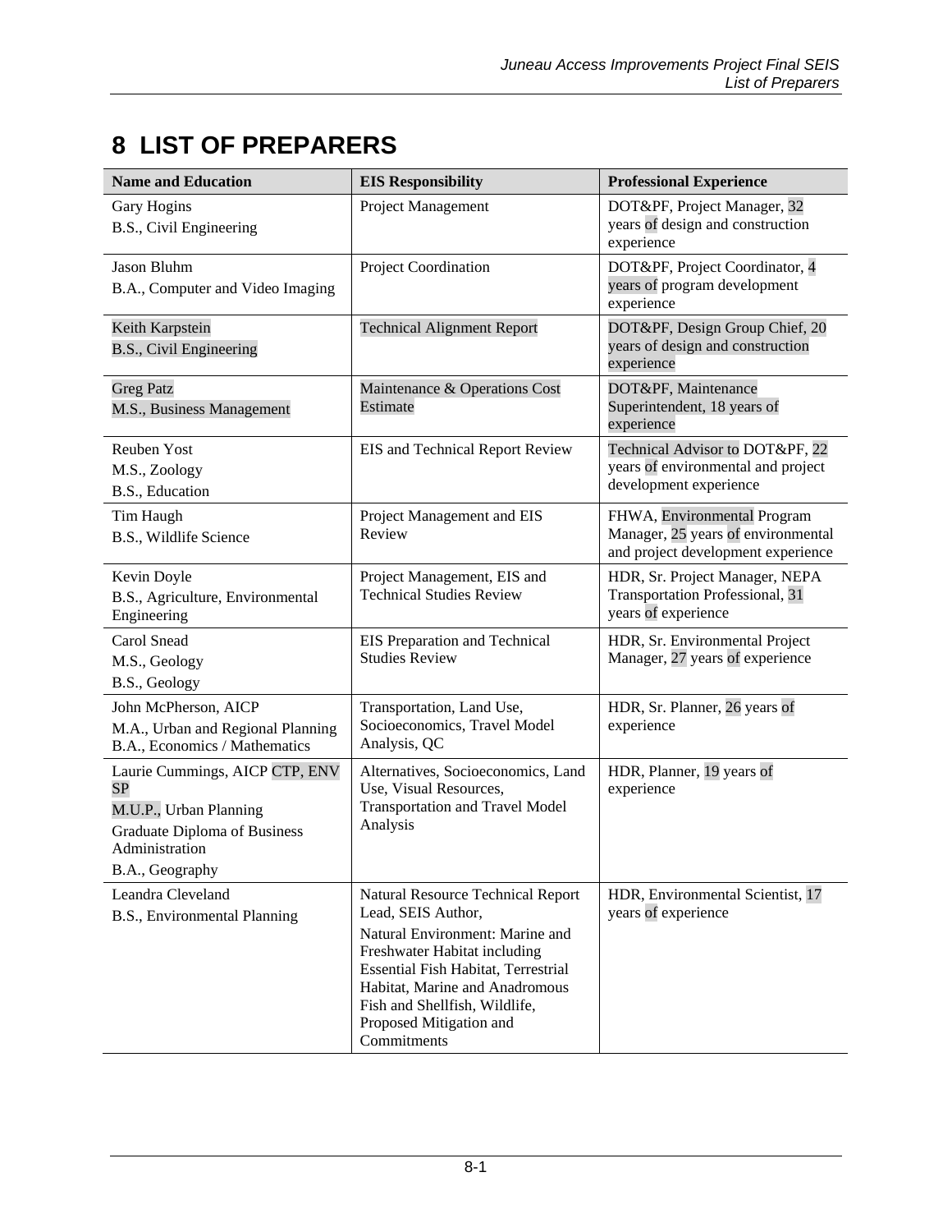# 8 LIST OF PREPARERS

| Name and Education | EIS Responsibility | Professional Experience |
|---|---|---|
| Gary Hogins<br>B.S., Civil Engineering | Project Management | DOT&PF, Project Manager, 32 years of design and construction experience |
| Jason Bluhm<br>B.A., Computer and Video Imaging | Project Coordination | DOT&PF, Project Coordinator, 4 years of program development experience |
| Keith Karpstein<br>B.S., Civil Engineering | Technical Alignment Report | DOT&PF, Design Group Chief, 20 years of design and construction experience |
| Greg Patz<br>M.S., Business Management | Maintenance & Operations Cost Estimate | DOT&PF, Maintenance Superintendent, 18 years of experience |
| Reuben Yost<br>M.S., Zoology<br>B.S., Education | EIS and Technical Report Review | Technical Advisor to DOT&PF, 22 years of environmental and project development experience |
| Tim Haugh<br>B.S., Wildlife Science | Project Management and EIS Review | FHWA, Environmental Program Manager, 25 years of environmental and project development experience |
| Kevin Doyle<br>B.S., Agriculture, Environmental Engineering | Project Management, EIS and Technical Studies Review | HDR, Sr. Project Manager, NEPA Transportation Professional, 31 years of experience |
| Carol Snead<br>M.S., Geology<br>B.S., Geology | EIS Preparation and Technical Studies Review | HDR, Sr. Environmental Project Manager, 27 years of experience |
| John McPherson, AICP<br>M.A., Urban and Regional Planning<br>B.A., Economics / Mathematics | Transportation, Land Use, Socioeconomics, Travel Model Analysis, QC | HDR, Sr. Planner, 26 years of experience |
| Laurie Cummings, AICP CTP, ENV SP<br>M.U.P., Urban Planning<br>Graduate Diploma of Business Administration<br>B.A., Geography | Alternatives, Socioeconomics, Land Use, Visual Resources, Transportation and Travel Model Analysis | HDR, Planner, 19 years of experience |
| Leandra Cleveland<br>B.S., Environmental Planning | Natural Resource Technical Report Lead, SEIS Author,<br>Natural Environment: Marine and Freshwater Habitat including Essential Fish Habitat, Terrestrial Habitat, Marine and Anadromous Fish and Shellfish, Wildlife, Proposed Mitigation and Commitments | HDR, Environmental Scientist, 17 years of experience |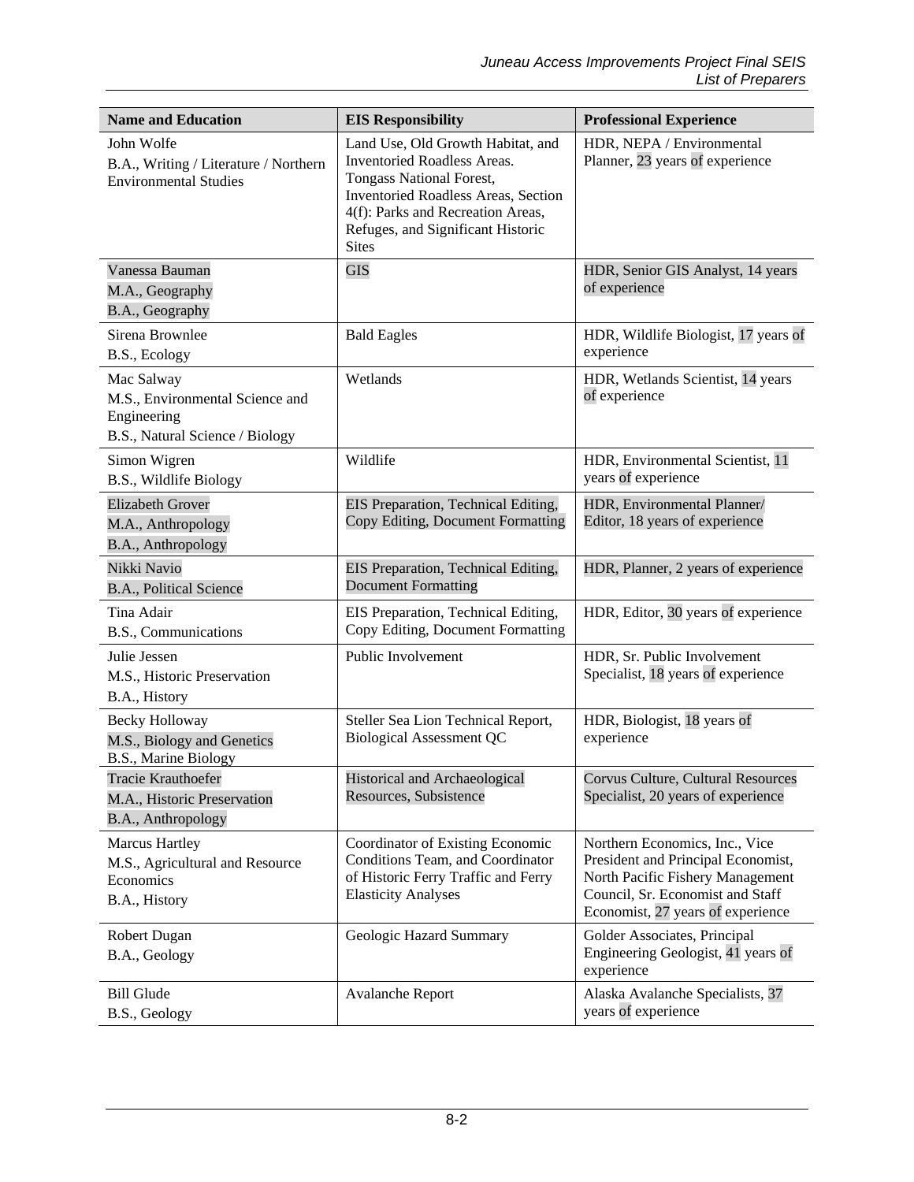| Name and Education | EIS Responsibility | Professional Experience |
| --- | --- | --- |
| John Wolfe<br>B.A., Writing / Literature / Northern Environmental Studies | Land Use, Old Growth Habitat, and Inventoried Roadless Areas. Tongass National Forest, Inventoried Roadless Areas, Section 4(f): Parks and Recreation Areas, Refuges, and Significant Historic Sites | HDR, NEPA / Environmental Planner, 23 years of experience |
| Vanessa Bauman<br>M.A., Geography<br>B.A., Geography | GIS | HDR, Senior GIS Analyst, 14 years of experience |
| Sirena Brownlee<br>B.S., Ecology | Bald Eagles | HDR, Wildlife Biologist, 17 years of experience |
| Mac Salway<br>M.S., Environmental Science and Engineering<br>B.S., Natural Science / Biology | Wetlands | HDR, Wetlands Scientist, 14 years of experience |
| Simon Wigren<br>B.S., Wildlife Biology | Wildlife | HDR, Environmental Scientist, 11 years of experience |
| Elizabeth Grover<br>M.A., Anthropology<br>B.A., Anthropology | EIS Preparation, Technical Editing, Copy Editing, Document Formatting | HDR, Environmental Planner/ Editor, 18 years of experience |
| Nikki Navio<br>B.A., Political Science | EIS Preparation, Technical Editing, Document Formatting | HDR, Planner, 2 years of experience |
| Tina Adair<br>B.S., Communications | EIS Preparation, Technical Editing, Copy Editing, Document Formatting | HDR, Editor, 30 years of experience |
| Julie Jessen<br>M.S., Historic Preservation<br>B.A., History | Public Involvement | HDR, Sr. Public Involvement Specialist, 18 years of experience |
| Becky Holloway<br>M.S., Biology and Genetics<br>B.S., Marine Biology | Steller Sea Lion Technical Report, Biological Assessment QC | HDR, Biologist, 18 years of experience |
| Tracie Krauthoefer<br>M.A., Historic Preservation<br>B.A., Anthropology | Historical and Archaeological Resources, Subsistence | Corvus Culture, Cultural Resources Specialist, 20 years of experience |
| Marcus Hartley<br>M.S., Agricultural and Resource Economics<br>B.A., History | Coordinator of Existing Economic Conditions Team, and Coordinator of Historic Ferry Traffic and Ferry Elasticity Analyses | Northern Economics, Inc., Vice President and Principal Economist, North Pacific Fishery Management Council, Sr. Economist and Staff Economist, 27 years of experience |
| Robert Dugan<br>B.A., Geology | Geologic Hazard Summary | Golder Associates, Principal Engineering Geologist, 41 years of experience |
| Bill Glude<br>B.S., Geology | Avalanche Report | Alaska Avalanche Specialists, 37 years of experience |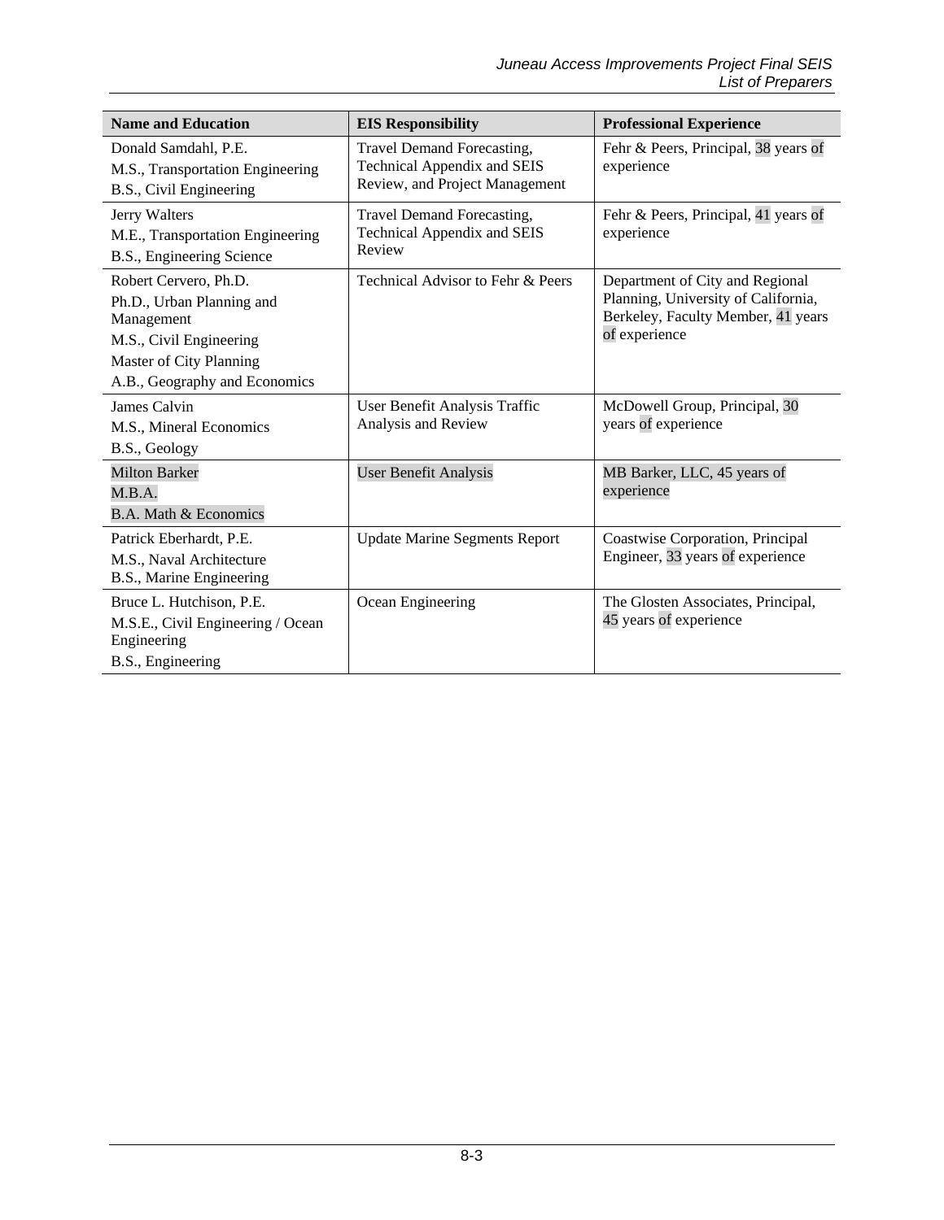| Name and Education | EIS Responsibility | Professional Experience |
|---|---|---|
| Donald Samdahl, P.E.<br>M.S., Transportation Engineering<br>B.S., Civil Engineering | Travel Demand Forecasting, Technical Appendix and SEIS Review, and Project Management | Fehr & Peers, Principal, 38 years of experience |
| Jerry Walters<br>M.E., Transportation Engineering<br>B.S., Engineering Science | Travel Demand Forecasting, Technical Appendix and SEIS Review | Fehr & Peers, Principal, 41 years of experience |
| Robert Cervero, Ph.D.<br>Ph.D., Urban Planning and Management<br>M.S., Civil Engineering<br>Master of City Planning<br>A.B., Geography and Economics | Technical Advisor to Fehr & Peers | Department of City and Regional Planning, University of California, Berkeley, Faculty Member, 41 years of experience |
| James Calvin<br>M.S., Mineral Economics<br>B.S., Geology | User Benefit Analysis Traffic Analysis and Review | McDowell Group, Principal, 30 years of experience |
| Milton Barker<br>M.B.A.<br>B.A. Math & Economics | User Benefit Analysis | MB Barker, LLC, 45 years of experience |
| Patrick Eberhardt, P.E.<br>M.S., Naval Architecture<br>B.S., Marine Engineering | Update Marine Segments Report | Coastwise Corporation, Principal Engineer, 33 years of experience |
| Bruce L. Hutchison, P.E.<br>M.S.E., Civil Engineering / Ocean Engineering<br>B.S., Engineering | Ocean Engineering | The Glosten Associates, Principal, 45 years of experience |